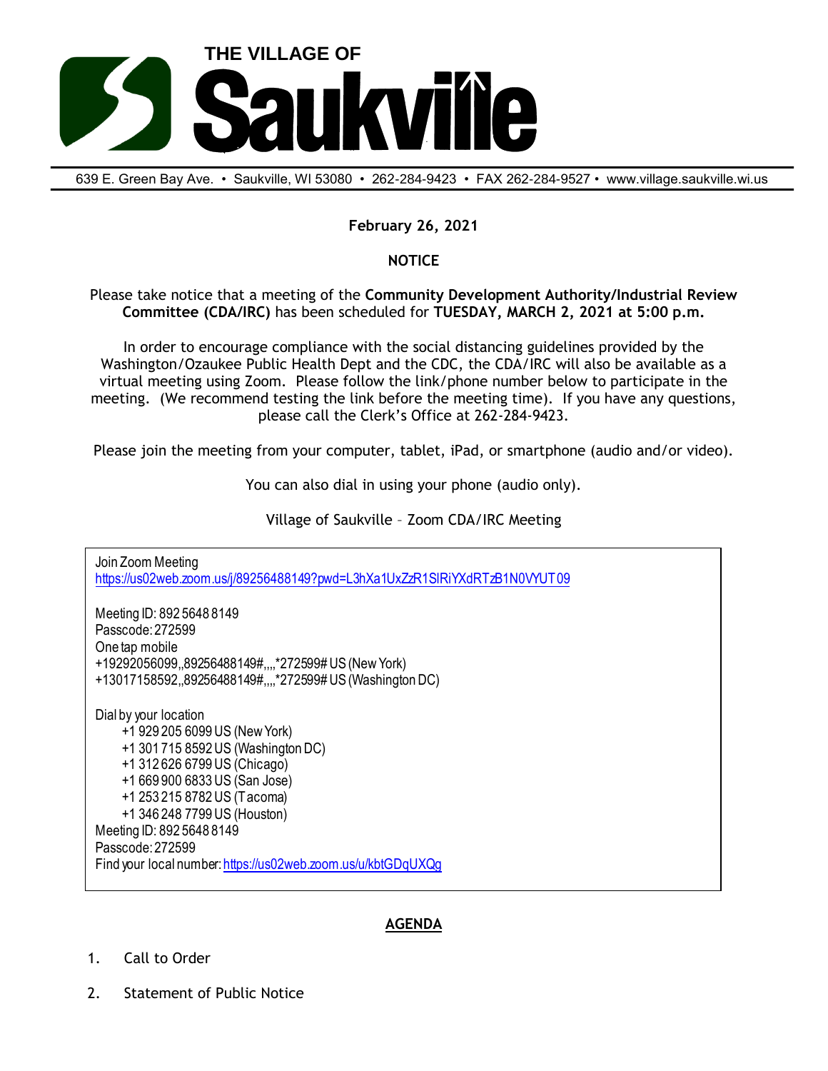# THE VILLAGE OF Saukville

639 E. Green Bay Ave. • Saukville, WI 53080 • 262-284-9423 • FAX 262-284-9527 • www.village.saukville.wi.us

**February 26, 2021**

**NOTICE**

Please take notice that a meeting of the **Community Development Authority/Industrial Review Committee (CDA/IRC)** has been scheduled for **TUESDAY, MARCH 2, 2021 at 5:00 p.m.**

In order to encourage compliance with the social distancing guidelines provided by the Washington/Ozaukee Public Health Dept and the CDC, the CDA/IRC will also be available as a virtual meeting using Zoom. Please follow the link/phone number below to participate in the meeting. (We recommend testing the link before the meeting time). If you have any questions, please call the Clerk's Office at 262-284-9423.

Please join the meeting from your computer, tablet, iPad, or smartphone (audio and/or video).

You can also dial in using your phone (audio only).

Village of Saukville – Zoom CDA/IRC Meeting

Join Zoom Meeting
https://us02web.zoom.us/j/89256488149?pwd=L3hXa1UxZzR1SlRiYXdRTzB1N0VYUT09

Meeting ID: 892 5648 8149
Passcode: 272599
One tap mobile
+19292056099,,89256488149#,,,,*272599# US (New York)
+13017158592,,89256488149#,,,,*272599# US (Washington DC)

Dial by your location
- +1 929 205 6099 US (New York)
- +1 301 715 8592 US (Washington DC)
- +1 312 626 6799 US (Chicago)
- +1 669 900 6833 US (San Jose)
- +1 253 215 8782 US (Tacoma)
- +1 346 248 7799 US (Houston)

Meeting ID: 892 5648 8149
Passcode: 272599
Find your local number: https://us02web.zoom.us/u/kbtGDqUXQg

## AGENDA

1. Call to Order
2. Statement of Public Notice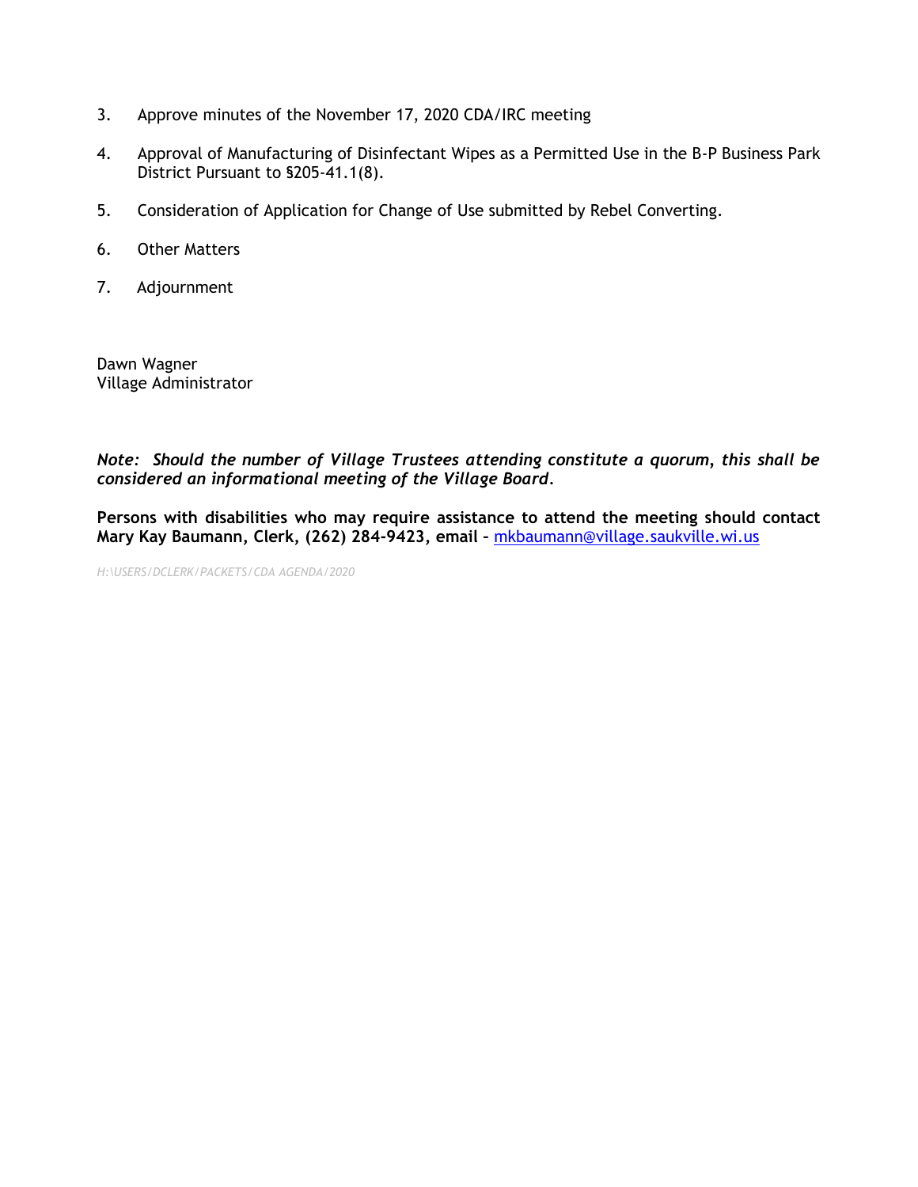3. Approve minutes of the November 17, 2020 CDA/IRC meeting

4. Approval of Manufacturing of Disinfectant Wipes as a Permitted Use in the B-P Business Park District Pursuant to §205-41.1(8).

5. Consideration of Application for Change of Use submitted by Rebel Converting.

6. Other Matters

7. Adjournment

Dawn Wagner
Village Administrator

***Note: Should the number of Village Trustees attending constitute a quorum, this shall be considered an informational meeting of the Village Board.***

**Persons with disabilities who may require assistance to attend the meeting should contact Mary Kay Baumann, Clerk, (262) 284-9423, email –** mkbaumann@village.saukville.wi.us

*H:\USERS/DCLERK/PACKETS/CDA AGENDA/2020*